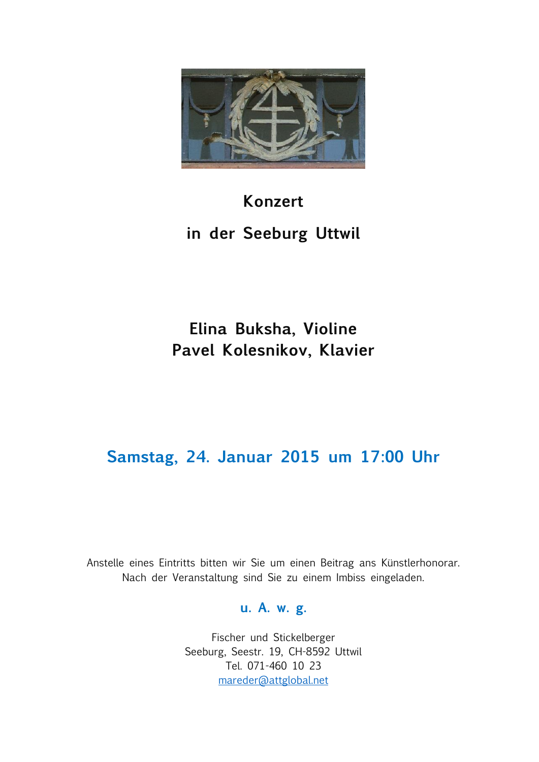# Konzert

# in der Seeburg Uttwil

## Elina Buksha, Violine
## Pavel Kolesnikov, Klavier

## Samstag, 24. Januar 2015 um 17:00 Uhr

Anstelle eines Eintritts bitten wir Sie um einen Beitrag ans Künstlerhonorar.
Nach der Veranstaltung sind Sie zu einem Imbiss eingeladen.

**u. A. w. g.**

Fischer und Stickelberger
Seeburg, Seestr. 19, CH-8592 Uttwil
Tel. 071-460 10 23
mareder@attglobal.net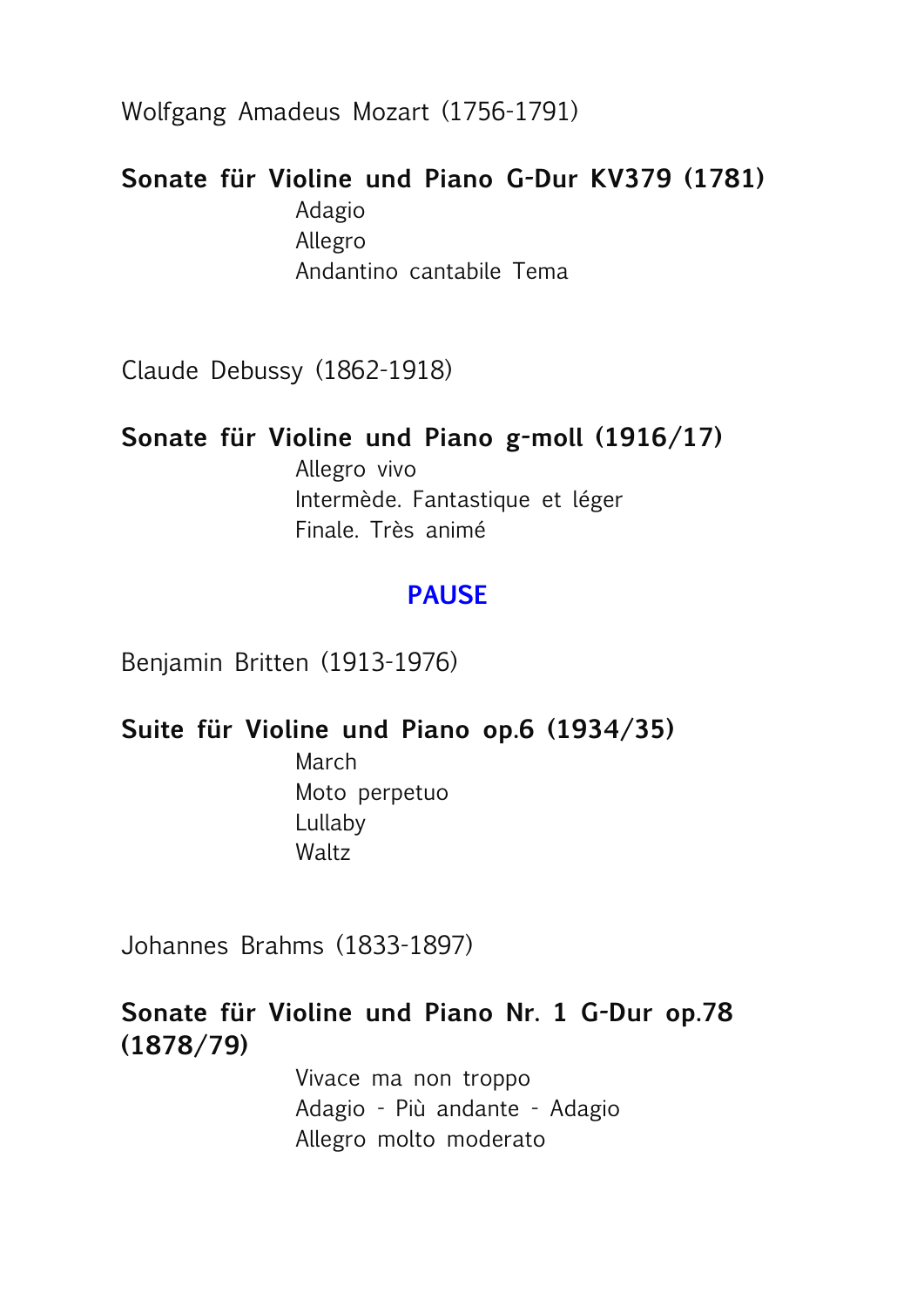Wolfgang Amadeus Mozart (1756-1791)

**Sonate für Violine und Piano G-Dur KV379 (1781)**

Adagio
Allegro
Andantino cantabile Tema

Claude Debussy (1862-1918)

**Sonate für Violine und Piano g-moll (1916/17)**

Allegro vivo
Intermède. Fantastique et léger
Finale. Très animé

**PAUSE**

Benjamin Britten (1913-1976)

**Suite für Violine und Piano op.6 (1934/35)**

March
Moto perpetuo
Lullaby
Waltz

Johannes Brahms (1833-1897)

**Sonate für Violine und Piano Nr. 1 G-Dur op.78 (1878/79)**

Vivace ma non troppo
Adagio - Più andante - Adagio
Allegro molto moderato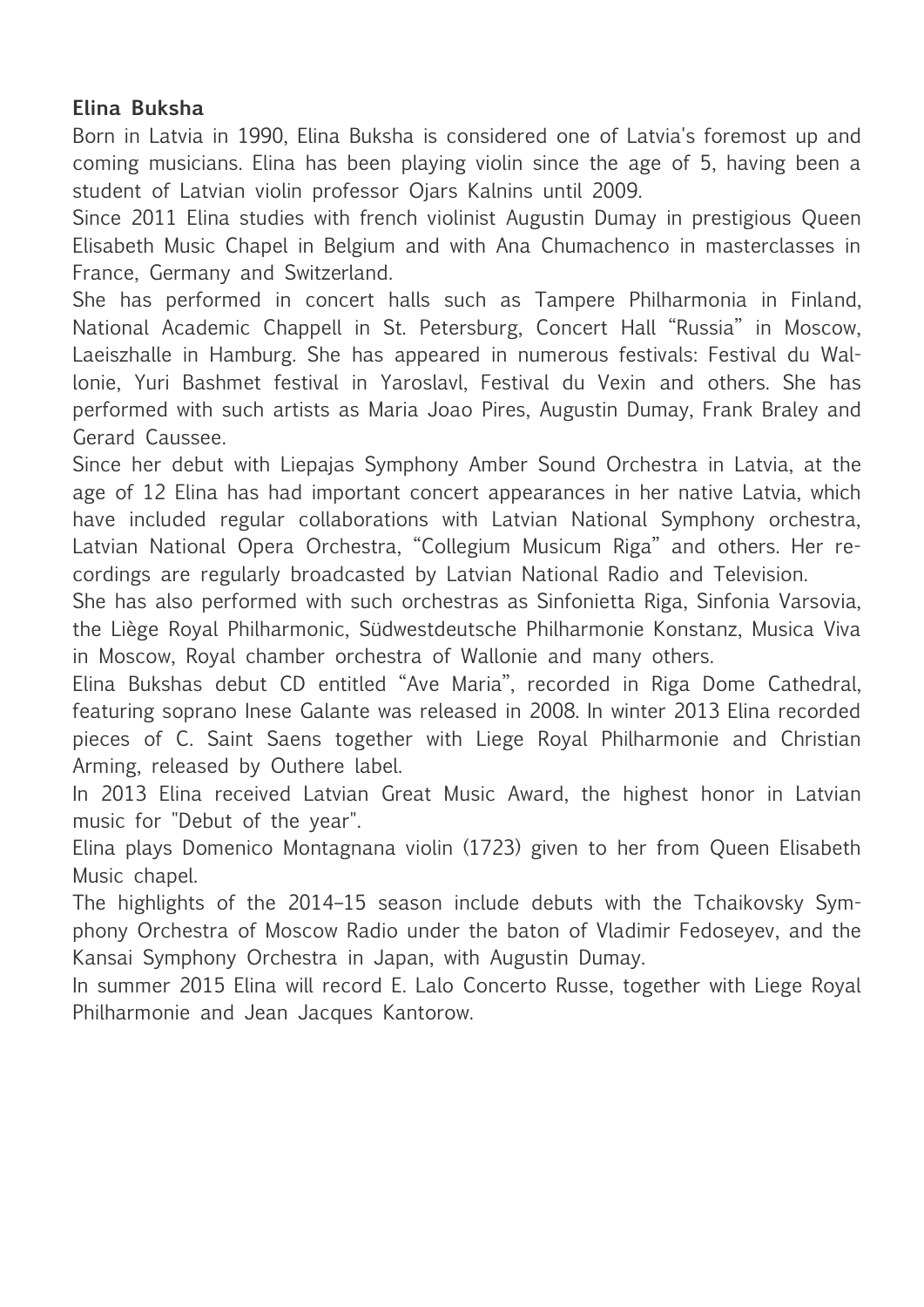**Elina Buksha**

Born in Latvia in 1990, Elina Buksha is considered one of Latvia's foremost up and coming musicians. Elina has been playing violin since the age of 5, having been a student of Latvian violin professor Ojars Kalnins until 2009.

Since 2011 Elina studies with french violinist Augustin Dumay in prestigious Queen Elisabeth Music Chapel in Belgium and with Ana Chumachenco in masterclasses in France, Germany and Switzerland.

She has performed in concert halls such as Tampere Philharmonia in Finland, National Academic Chappell in St. Petersburg, Concert Hall "Russia" in Moscow, Laeiszhalle in Hamburg. She has appeared in numerous festivals: Festival du Wallonie, Yuri Bashmet festival in Yaroslavl, Festival du Vexin and others. She has performed with such artists as Maria Joao Pires, Augustin Dumay, Frank Braley and Gerard Caussee.

Since her debut with Liepajas Symphony Amber Sound Orchestra in Latvia, at the age of 12 Elina has had important concert appearances in her native Latvia, which have included regular collaborations with Latvian National Symphony orchestra, Latvian National Opera Orchestra, "Collegium Musicum Riga" and others. Her recordings are regularly broadcasted by Latvian National Radio and Television.

She has also performed with such orchestras as Sinfonietta Riga, Sinfonia Varsovia, the Liège Royal Philharmonic, Südwestdeutsche Philharmonie Konstanz, Musica Viva in Moscow, Royal chamber orchestra of Wallonie and many others.

Elina Bukshas debut CD entitled "Ave Maria", recorded in Riga Dome Cathedral, featuring soprano Inese Galante was released in 2008. In winter 2013 Elina recorded pieces of C. Saint Saens together with Liege Royal Philharmonie and Christian Arming, released by Outhere label.

In 2013 Elina received Latvian Great Music Award, the highest honor in Latvian music for "Debut of the year".

Elina plays Domenico Montagnana violin (1723) given to her from Queen Elisabeth Music chapel.

The highlights of the 2014–15 season include debuts with the Tchaikovsky Symphony Orchestra of Moscow Radio under the baton of Vladimir Fedoseyev, and the Kansai Symphony Orchestra in Japan, with Augustin Dumay.

In summer 2015 Elina will record E. Lalo Concerto Russe, together with Liege Royal Philharmonie and Jean Jacques Kantorow.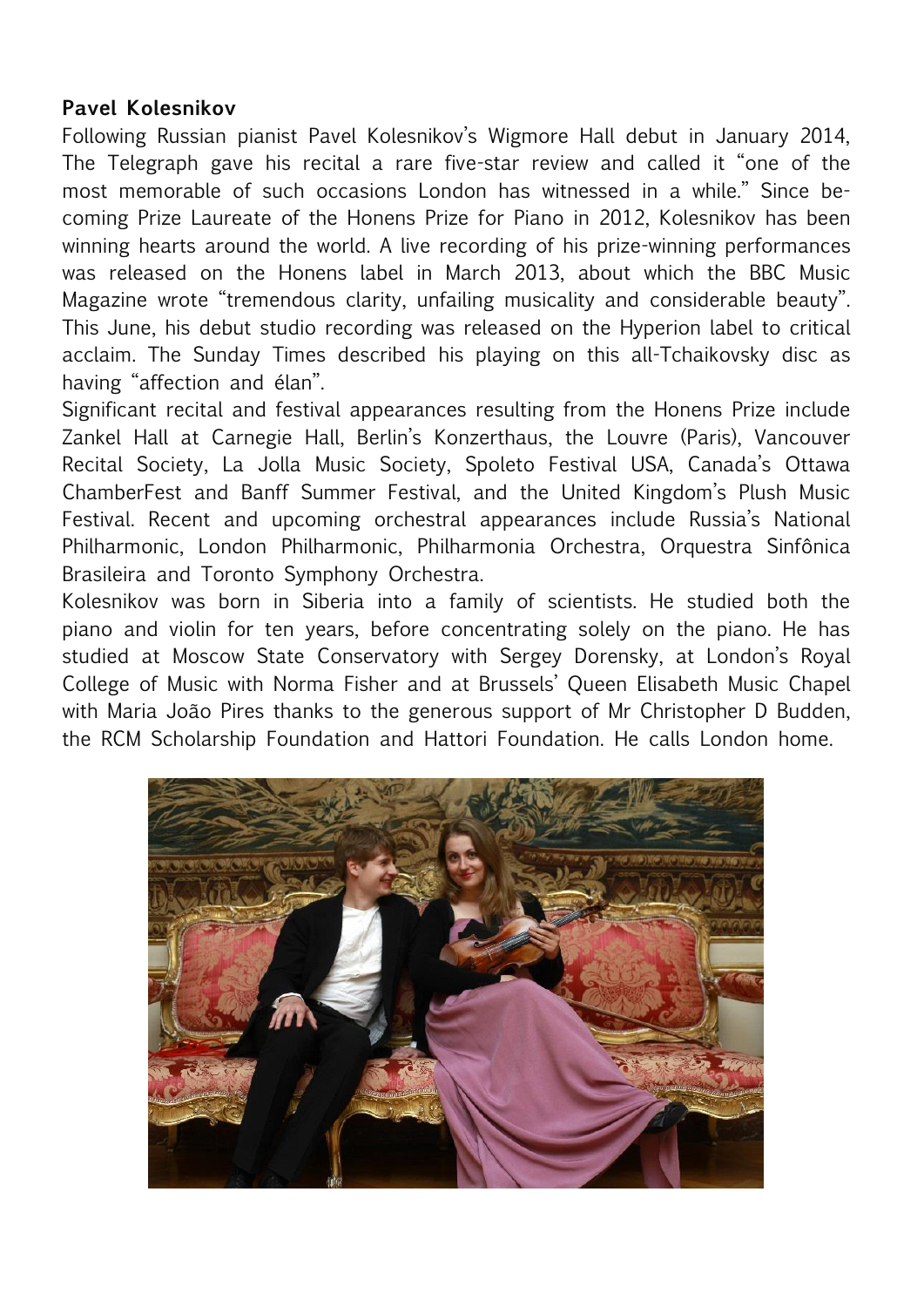**Pavel Kolesnikov**

Following Russian pianist Pavel Kolesnikov's Wigmore Hall debut in January 2014, The Telegraph gave his recital a rare five-star review and called it "one of the most memorable of such occasions London has witnessed in a while." Since becoming Prize Laureate of the Honens Prize for Piano in 2012, Kolesnikov has been winning hearts around the world. A live recording of his prize-winning performances was released on the Honens label in March 2013, about which the BBC Music Magazine wrote "tremendous clarity, unfailing musicality and considerable beauty". This June, his debut studio recording was released on the Hyperion label to critical acclaim. The Sunday Times described his playing on this all-Tchaikovsky disc as having "affection and élan".

Significant recital and festival appearances resulting from the Honens Prize include Zankel Hall at Carnegie Hall, Berlin's Konzerthaus, the Louvre (Paris), Vancouver Recital Society, La Jolla Music Society, Spoleto Festival USA, Canada's Ottawa ChamberFest and Banff Summer Festival, and the United Kingdom's Plush Music Festival. Recent and upcoming orchestral appearances include Russia's National Philharmonic, London Philharmonic, Philharmonia Orchestra, Orquestra Sinfônica Brasileira and Toronto Symphony Orchestra.

Kolesnikov was born in Siberia into a family of scientists. He studied both the piano and violin for ten years, before concentrating solely on the piano. He has studied at Moscow State Conservatory with Sergey Dorensky, at London's Royal College of Music with Norma Fisher and at Brussels' Queen Elisabeth Music Chapel with Maria João Pires thanks to the generous support of Mr Christopher D Budden, the RCM Scholarship Foundation and Hattori Foundation. He calls London home.